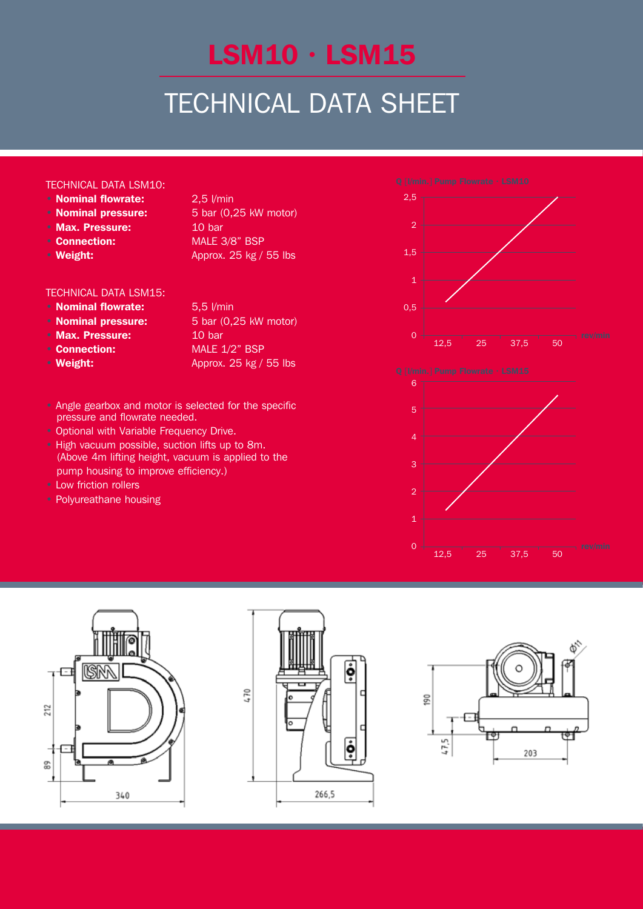# LSM10 · LSM15

## TECHNICAL DATA SHEET

TECHNICAL DATA LSM10:

- **Nominal flowrate:** 2,5 l/min
- **Nominal pressure:** 5 bar (0,25 kW motor)
- **Max. Pressure:** 10 bar
- **Connection:** MALE 3/8" BSP
- **Weight:** Approx. 25 kg / 55 lbs

TECHNICAL DATA LSM15:

- **Nominal flowrate:** 5,5 l/min
- **Nominal pressure:** 5 bar (0,25 kW motor)
- **Max. Pressure:** 10 bar
- **Connection:** MALE 1/2" BSP
- **Weight:** Approx. 25 kg / 55 lbs

- Angle gearbox and motor is selected for the specific pressure and flowrate needed.
- Optional with Variable Frequency Drive.
- High vacuum possible, suction lifts up to 8m. (Above 4m lifting height, vacuum is applied to the pump housing to improve efficiency.)
- Low friction rollers
- Polyureathane housing

Q l/min · Pump Flowrate · LSM10

2,5, 2, 1,5, 1, 0,5, 0 — 12,5, 25, 37,5, 50 rev/min

Q l/min · Pump Flowrate · LSM15

6, 5, 4, 3, 2, 1, 0 — 12,5, 25, 37,5, 50 rev/min

212, 89, 340, 470, 266,5, 190, 47,5, 203, Ø11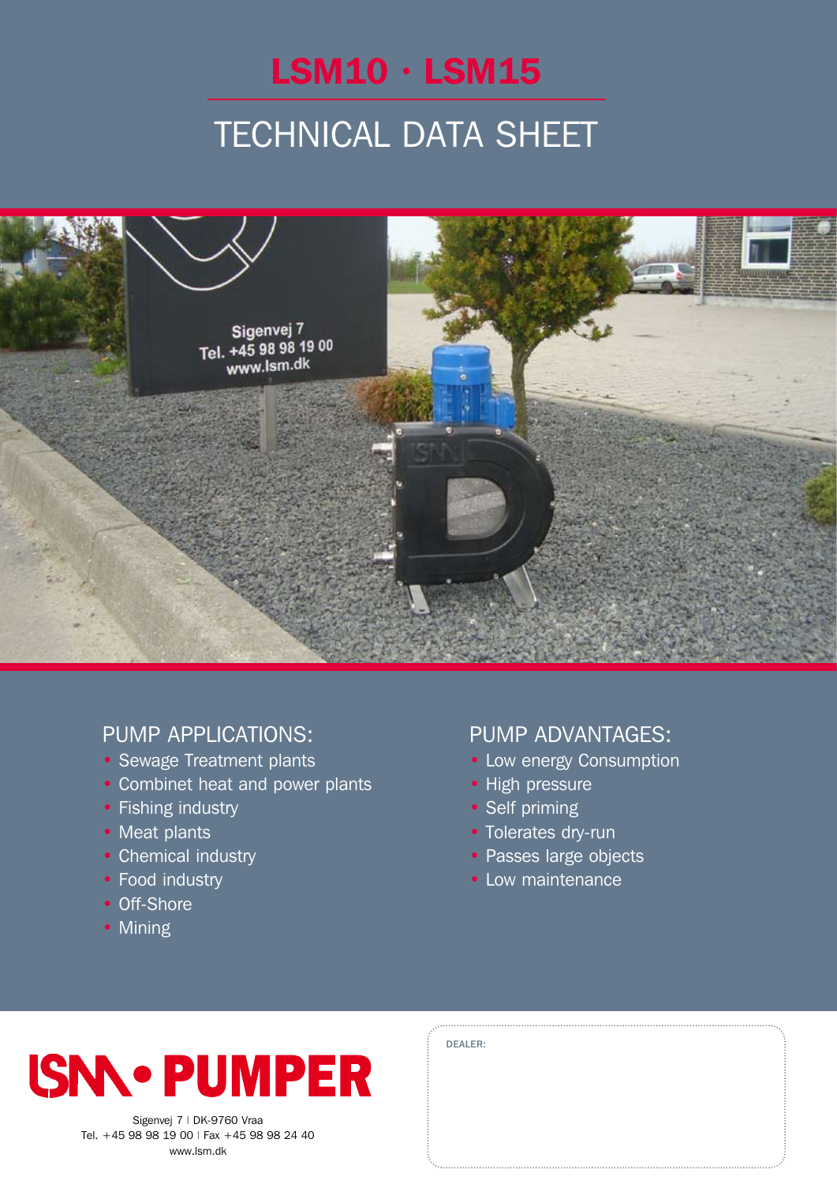# LSM10 · LSM15

## TECHNICAL DATA SHEET

### PUMP APPLICATIONS:

- Sewage Treatment plants
- Combinet heat and power plants
- Fishing industry
- Meat plants
- Chemical industry
- Food industry
- Off-Shore
- Mining

### PUMP ADVANTAGES:

- Low energy Consumption
- High pressure
- Self priming
- Tolerates dry-run
- Passes large objects
- Low maintenance

**LSM • PUMPER**

Sigenvej 7 | DK-9760 Vraa
Tel. +45 98 98 19 00 | Fax +45 98 98 24 40
www.lsm.dk

DEALER: